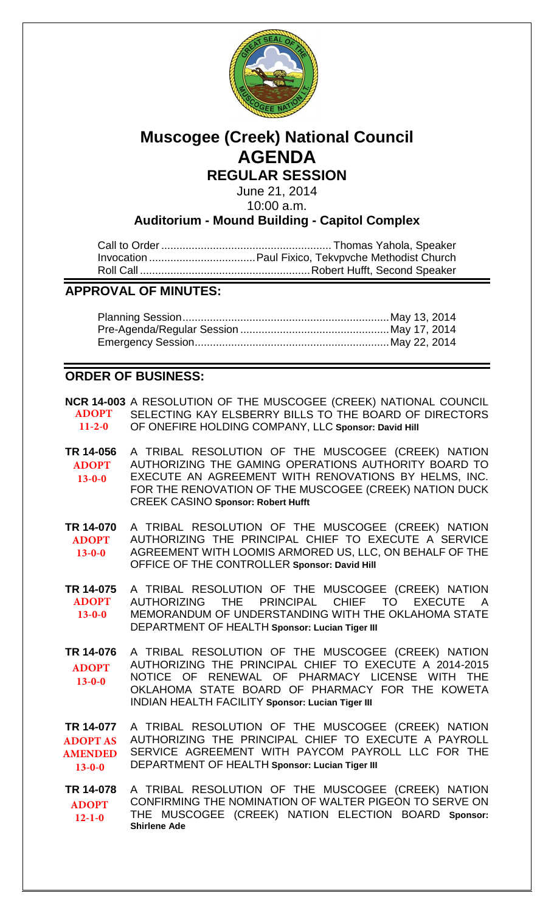# Muscogee (Creek) National Council
# AGENDA
## REGULAR SESSION

June 21, 2014
10:00 a.m.

### Auditorium - Mound Building - Capitol Complex

Call to Order .......... Thomas Yahola, Speaker
Invocation .......... Paul Fixico, Tekvpvche Methodist Church
Roll Call .......... Robert Hufft, Second Speaker

## APPROVAL OF MINUTES:

Planning Session .......... May 13, 2014
Pre-Agenda/Regular Session .......... May 17, 2014
Emergency Session .......... May 22, 2014

## ORDER OF BUSINESS:

**NCR 14-003** ADOPT 11-2-0 — A RESOLUTION OF THE MUSCOGEE (CREEK) NATIONAL COUNCIL SELECTING KAY ELSBERRY BILLS TO THE BOARD OF DIRECTORS OF ONEFIRE HOLDING COMPANY, LLC **Sponsor: David Hill**

**TR 14-056** ADOPT 13-0-0 — A TRIBAL RESOLUTION OF THE MUSCOGEE (CREEK) NATION AUTHORIZING THE GAMING OPERATIONS AUTHORITY BOARD TO EXECUTE AN AGREEMENT WITH RENOVATIONS BY HELMS, INC. FOR THE RENOVATION OF THE MUSCOGEE (CREEK) NATION DUCK CREEK CASINO **Sponsor: Robert Hufft**

**TR 14-070** ADOPT 13-0-0 — A TRIBAL RESOLUTION OF THE MUSCOGEE (CREEK) NATION AUTHORIZING THE PRINCIPAL CHIEF TO EXECUTE A SERVICE AGREEMENT WITH LOOMIS ARMORED US, LLC, ON BEHALF OF THE OFFICE OF THE CONTROLLER **Sponsor: David Hill**

**TR 14-075** ADOPT 13-0-0 — A TRIBAL RESOLUTION OF THE MUSCOGEE (CREEK) NATION AUTHORIZING THE PRINCIPAL CHIEF TO EXECUTE A MEMORANDUM OF UNDERSTANDING WITH THE OKLAHOMA STATE DEPARTMENT OF HEALTH **Sponsor: Lucian Tiger III**

**TR 14-076** ADOPT 13-0-0 — A TRIBAL RESOLUTION OF THE MUSCOGEE (CREEK) NATION AUTHORIZING THE PRINCIPAL CHIEF TO EXECUTE A 2014-2015 NOTICE OF RENEWAL OF PHARMACY LICENSE WITH THE OKLAHOMA STATE BOARD OF PHARMACY FOR THE KOWETA INDIAN HEALTH FACILITY **Sponsor: Lucian Tiger III**

**TR 14-077** ADOPT AS AMENDED 13-0-0 — A TRIBAL RESOLUTION OF THE MUSCOGEE (CREEK) NATION AUTHORIZING THE PRINCIPAL CHIEF TO EXECUTE A PAYROLL SERVICE AGREEMENT WITH PAYCOM PAYROLL LLC FOR THE DEPARTMENT OF HEALTH **Sponsor: Lucian Tiger III**

**TR 14-078** ADOPT 12-1-0 — A TRIBAL RESOLUTION OF THE MUSCOGEE (CREEK) NATION CONFIRMING THE NOMINATION OF WALTER PIGEON TO SERVE ON THE MUSCOGEE (CREEK) NATION ELECTION BOARD **Sponsor: Shirlene Ade**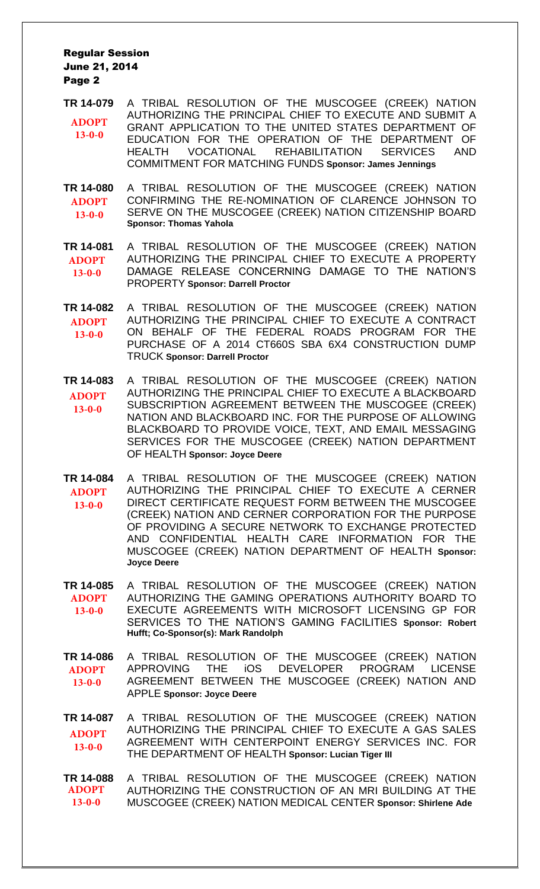**TR 14-079** **ADOPT 13-0-0** A TRIBAL RESOLUTION OF THE MUSCOGEE (CREEK) NATION AUTHORIZING THE PRINCIPAL CHIEF TO EXECUTE AND SUBMIT A GRANT APPLICATION TO THE UNITED STATES DEPARTMENT OF EDUCATION FOR THE OPERATION OF THE DEPARTMENT OF HEALTH VOCATIONAL REHABILITATION SERVICES AND COMMITMENT FOR MATCHING FUNDS **Sponsor: James Jennings**

**TR 14-080** **ADOPT 13-0-0** A TRIBAL RESOLUTION OF THE MUSCOGEE (CREEK) NATION CONFIRMING THE RE-NOMINATION OF CLARENCE JOHNSON TO SERVE ON THE MUSCOGEE (CREEK) NATION CITIZENSHIP BOARD **Sponsor: Thomas Yahola**

**TR 14-081** **ADOPT 13-0-0** A TRIBAL RESOLUTION OF THE MUSCOGEE (CREEK) NATION AUTHORIZING THE PRINCIPAL CHIEF TO EXECUTE A PROPERTY DAMAGE RELEASE CONCERNING DAMAGE TO THE NATION'S PROPERTY **Sponsor: Darrell Proctor**

**TR 14-082** **ADOPT 13-0-0** A TRIBAL RESOLUTION OF THE MUSCOGEE (CREEK) NATION AUTHORIZING THE PRINCIPAL CHIEF TO EXECUTE A CONTRACT ON BEHALF OF THE FEDERAL ROADS PROGRAM FOR THE PURCHASE OF A 2014 CT660S SBA 6X4 CONSTRUCTION DUMP TRUCK **Sponsor: Darrell Proctor**

**TR 14-083** **ADOPT 13-0-0** A TRIBAL RESOLUTION OF THE MUSCOGEE (CREEK) NATION AUTHORIZING THE PRINCIPAL CHIEF TO EXECUTE A BLACKBOARD SUBSCRIPTION AGREEMENT BETWEEN THE MUSCOGEE (CREEK) NATION AND BLACKBOARD INC. FOR THE PURPOSE OF ALLOWING BLACKBOARD TO PROVIDE VOICE, TEXT, AND EMAIL MESSAGING SERVICES FOR THE MUSCOGEE (CREEK) NATION DEPARTMENT OF HEALTH **Sponsor: Joyce Deere**

**TR 14-084** **ADOPT 13-0-0** A TRIBAL RESOLUTION OF THE MUSCOGEE (CREEK) NATION AUTHORIZING THE PRINCIPAL CHIEF TO EXECUTE A CERNER DIRECT CERTIFICATE REQUEST FORM BETWEEN THE MUSCOGEE (CREEK) NATION AND CERNER CORPORATION FOR THE PURPOSE OF PROVIDING A SECURE NETWORK TO EXCHANGE PROTECTED AND CONFIDENTIAL HEALTH CARE INFORMATION FOR THE MUSCOGEE (CREEK) NATION DEPARTMENT OF HEALTH **Sponsor: Joyce Deere**

**TR 14-085** **ADOPT 13-0-0** A TRIBAL RESOLUTION OF THE MUSCOGEE (CREEK) NATION AUTHORIZING THE GAMING OPERATIONS AUTHORITY BOARD TO EXECUTE AGREEMENTS WITH MICROSOFT LICENSING GP FOR SERVICES TO THE NATION'S GAMING FACILITIES **Sponsor: Robert Hufft; Co-Sponsor(s): Mark Randolph**

**TR 14-086** **ADOPT 13-0-0** A TRIBAL RESOLUTION OF THE MUSCOGEE (CREEK) NATION APPROVING THE iOS DEVELOPER PROGRAM LICENSE AGREEMENT BETWEEN THE MUSCOGEE (CREEK) NATION AND APPLE **Sponsor: Joyce Deere**

**TR 14-087** **ADOPT 13-0-0** A TRIBAL RESOLUTION OF THE MUSCOGEE (CREEK) NATION AUTHORIZING THE PRINCIPAL CHIEF TO EXECUTE A GAS SALES AGREEMENT WITH CENTERPOINT ENERGY SERVICES INC. FOR THE DEPARTMENT OF HEALTH **Sponsor: Lucian Tiger III**

**TR 14-088** **ADOPT 13-0-0** A TRIBAL RESOLUTION OF THE MUSCOGEE (CREEK) NATION AUTHORIZING THE CONSTRUCTION OF AN MRI BUILDING AT THE MUSCOGEE (CREEK) NATION MEDICAL CENTER **Sponsor: Shirlene Ade**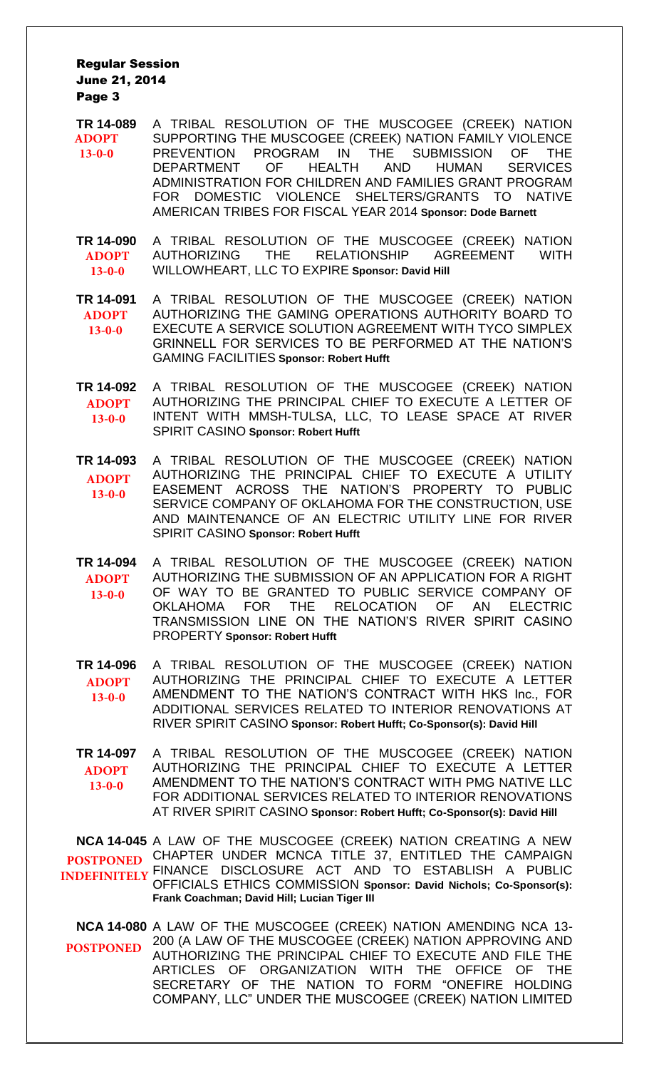**TR 14-089** **ADOPT 13-0-0** A TRIBAL RESOLUTION OF THE MUSCOGEE (CREEK) NATION SUPPORTING THE MUSCOGEE (CREEK) NATION FAMILY VIOLENCE PREVENTION PROGRAM IN THE SUBMISSION OF THE DEPARTMENT OF HEALTH AND HUMAN SERVICES ADMINISTRATION FOR CHILDREN AND FAMILIES GRANT PROGRAM FOR DOMESTIC VIOLENCE SHELTERS/GRANTS TO NATIVE AMERICAN TRIBES FOR FISCAL YEAR 2014 **Sponsor: Dode Barnett**

**TR 14-090** **ADOPT 13-0-0** A TRIBAL RESOLUTION OF THE MUSCOGEE (CREEK) NATION AUTHORIZING THE RELATIONSHIP AGREEMENT WITH WILLOWHEART, LLC TO EXPIRE **Sponsor: David Hill**

**TR 14-091** **ADOPT 13-0-0** A TRIBAL RESOLUTION OF THE MUSCOGEE (CREEK) NATION AUTHORIZING THE GAMING OPERATIONS AUTHORITY BOARD TO EXECUTE A SERVICE SOLUTION AGREEMENT WITH TYCO SIMPLEX GRINNELL FOR SERVICES TO BE PERFORMED AT THE NATION'S GAMING FACILITIES **Sponsor: Robert Hufft**

**TR 14-092** **ADOPT 13-0-0** A TRIBAL RESOLUTION OF THE MUSCOGEE (CREEK) NATION AUTHORIZING THE PRINCIPAL CHIEF TO EXECUTE A LETTER OF INTENT WITH MMSH-TULSA, LLC, TO LEASE SPACE AT RIVER SPIRIT CASINO **Sponsor: Robert Hufft**

**TR 14-093** **ADOPT 13-0-0** A TRIBAL RESOLUTION OF THE MUSCOGEE (CREEK) NATION AUTHORIZING THE PRINCIPAL CHIEF TO EXECUTE A UTILITY EASEMENT ACROSS THE NATION'S PROPERTY TO PUBLIC SERVICE COMPANY OF OKLAHOMA FOR THE CONSTRUCTION, USE AND MAINTENANCE OF AN ELECTRIC UTILITY LINE FOR RIVER SPIRIT CASINO **Sponsor: Robert Hufft**

**TR 14-094** **ADOPT 13-0-0** A TRIBAL RESOLUTION OF THE MUSCOGEE (CREEK) NATION AUTHORIZING THE SUBMISSION OF AN APPLICATION FOR A RIGHT OF WAY TO BE GRANTED TO PUBLIC SERVICE COMPANY OF OKLAHOMA FOR THE RELOCATION OF AN ELECTRIC TRANSMISSION LINE ON THE NATION'S RIVER SPIRIT CASINO PROPERTY **Sponsor: Robert Hufft**

**TR 14-096** **ADOPT 13-0-0** A TRIBAL RESOLUTION OF THE MUSCOGEE (CREEK) NATION AUTHORIZING THE PRINCIPAL CHIEF TO EXECUTE A LETTER AMENDMENT TO THE NATION'S CONTRACT WITH HKS Inc., FOR ADDITIONAL SERVICES RELATED TO INTERIOR RENOVATIONS AT RIVER SPIRIT CASINO **Sponsor: Robert Hufft; Co-Sponsor(s): David Hill**

**TR 14-097** **ADOPT 13-0-0** A TRIBAL RESOLUTION OF THE MUSCOGEE (CREEK) NATION AUTHORIZING THE PRINCIPAL CHIEF TO EXECUTE A LETTER AMENDMENT TO THE NATION'S CONTRACT WITH PMG NATIVE LLC FOR ADDITIONAL SERVICES RELATED TO INTERIOR RENOVATIONS AT RIVER SPIRIT CASINO **Sponsor: Robert Hufft; Co-Sponsor(s): David Hill**

**NCA 14-045** **POSTPONED INDEFINITELY** A LAW OF THE MUSCOGEE (CREEK) NATION CREATING A NEW CHAPTER UNDER MCNCA TITLE 37, ENTITLED THE CAMPAIGN FINANCE DISCLOSURE ACT AND TO ESTABLISH A PUBLIC OFFICIALS ETHICS COMMISSION **Sponsor: David Nichols; Co-Sponsor(s): Frank Coachman; David Hill; Lucian Tiger III**

**NCA 14-080** **POSTPONED** A LAW OF THE MUSCOGEE (CREEK) NATION AMENDING NCA 13-200 (A LAW OF THE MUSCOGEE (CREEK) NATION APPROVING AND AUTHORIZING THE PRINCIPAL CHIEF TO EXECUTE AND FILE THE ARTICLES OF ORGANIZATION WITH THE OFFICE OF THE SECRETARY OF THE NATION TO FORM "ONEFIRE HOLDING COMPANY, LLC" UNDER THE MUSCOGEE (CREEK) NATION LIMITED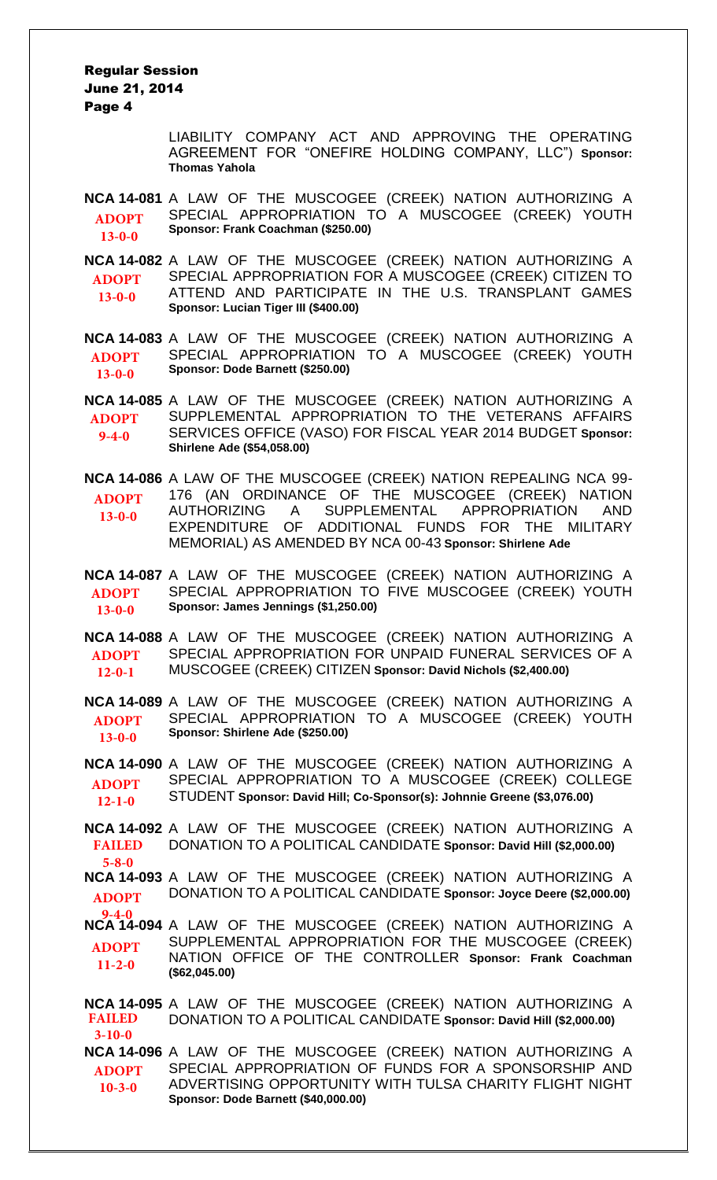LIABILITY COMPANY ACT AND APPROVING THE OPERATING AGREEMENT FOR "ONEFIRE HOLDING COMPANY, LLC") **Sponsor: Thomas Yahola**

**NCA 14-081** A LAW OF THE MUSCOGEE (CREEK) NATION AUTHORIZING A SPECIAL APPROPRIATION TO A MUSCOGEE (CREEK) YOUTH **Sponsor: Frank Coachman ($250.00)**
**ADOPT 13-0-0**

**NCA 14-082** A LAW OF THE MUSCOGEE (CREEK) NATION AUTHORIZING A SPECIAL APPROPRIATION FOR A MUSCOGEE (CREEK) CITIZEN TO ATTEND AND PARTICIPATE IN THE U.S. TRANSPLANT GAMES **Sponsor: Lucian Tiger III ($400.00)**
**ADOPT 13-0-0**

**NCA 14-083** A LAW OF THE MUSCOGEE (CREEK) NATION AUTHORIZING A SPECIAL APPROPRIATION TO A MUSCOGEE (CREEK) YOUTH **Sponsor: Dode Barnett ($250.00)**
**ADOPT 13-0-0**

**NCA 14-085** A LAW OF THE MUSCOGEE (CREEK) NATION AUTHORIZING A SUPPLEMENTAL APPROPRIATION TO THE VETERANS AFFAIRS SERVICES OFFICE (VASO) FOR FISCAL YEAR 2014 BUDGET **Sponsor: Shirlene Ade ($54,058.00)**
**ADOPT 9-4-0**

**NCA 14-086** A LAW OF THE MUSCOGEE (CREEK) NATION REPEALING NCA 99-176 (AN ORDINANCE OF THE MUSCOGEE (CREEK) NATION AUTHORIZING A SUPPLEMENTAL APPROPRIATION AND EXPENDITURE OF ADDITIONAL FUNDS FOR THE MILITARY MEMORIAL) AS AMENDED BY NCA 00-43 **Sponsor: Shirlene Ade**
**ADOPT 13-0-0**

**NCA 14-087** A LAW OF THE MUSCOGEE (CREEK) NATION AUTHORIZING A SPECIAL APPROPRIATION TO FIVE MUSCOGEE (CREEK) YOUTH **Sponsor: James Jennings ($1,250.00)**
**ADOPT 13-0-0**

**NCA 14-088** A LAW OF THE MUSCOGEE (CREEK) NATION AUTHORIZING A SPECIAL APPROPRIATION FOR UNPAID FUNERAL SERVICES OF A MUSCOGEE (CREEK) CITIZEN **Sponsor: David Nichols ($2,400.00)**
**ADOPT 12-0-1**

**NCA 14-089** A LAW OF THE MUSCOGEE (CREEK) NATION AUTHORIZING A SPECIAL APPROPRIATION TO A MUSCOGEE (CREEK) YOUTH **Sponsor: Shirlene Ade ($250.00)**
**ADOPT 13-0-0**

**NCA 14-090** A LAW OF THE MUSCOGEE (CREEK) NATION AUTHORIZING A SPECIAL APPROPRIATION TO A MUSCOGEE (CREEK) COLLEGE STUDENT **Sponsor: David Hill; Co-Sponsor(s): Johnnie Greene ($3,076.00)**
**ADOPT 12-1-0**

**NCA 14-092** A LAW OF THE MUSCOGEE (CREEK) NATION AUTHORIZING A DONATION TO A POLITICAL CANDIDATE **Sponsor: David Hill ($2,000.00)**
**FAILED 5-8-0**

**NCA 14-093** A LAW OF THE MUSCOGEE (CREEK) NATION AUTHORIZING A DONATION TO A POLITICAL CANDIDATE **Sponsor: Joyce Deere ($2,000.00)**
**ADOPT 9-4-0**

**NCA 14-094** A LAW OF THE MUSCOGEE (CREEK) NATION AUTHORIZING A SUPPLEMENTAL APPROPRIATION FOR THE MUSCOGEE (CREEK) NATION OFFICE OF THE CONTROLLER **Sponsor: Frank Coachman ($62,045.00)**
**ADOPT 11-2-0**

**NCA 14-095** A LAW OF THE MUSCOGEE (CREEK) NATION AUTHORIZING A DONATION TO A POLITICAL CANDIDATE **Sponsor: David Hill ($2,000.00)**
**FAILED 3-10-0**

**NCA 14-096** A LAW OF THE MUSCOGEE (CREEK) NATION AUTHORIZING A SPECIAL APPROPRIATION OF FUNDS FOR A SPONSORSHIP AND ADVERTISING OPPORTUNITY WITH TULSA CHARITY FLIGHT NIGHT **Sponsor: Dode Barnett ($40,000.00)**
**ADOPT 10-3-0**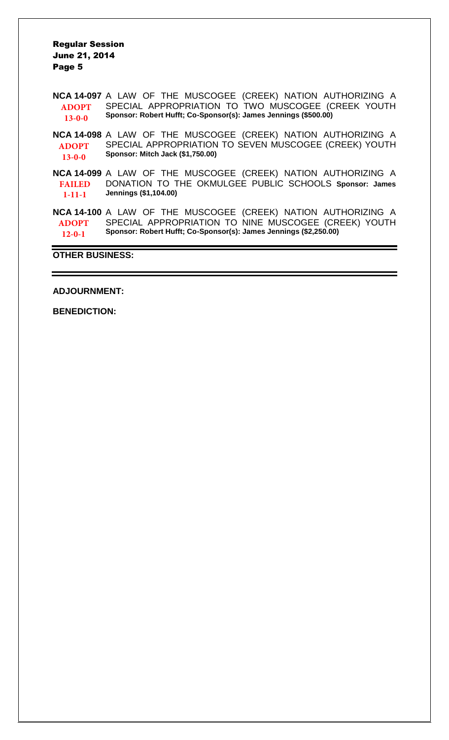**NCA 14-097** A LAW OF THE MUSCOGEE (CREEK) NATION AUTHORIZING A SPECIAL APPROPRIATION TO TWO MUSCOGEE (CREEK YOUTH **Sponsor: Robert Hufft; Co-Sponsor(s): James Jennings ($500.00)**
**ADOPT**
**13-0-0**

**NCA 14-098** A LAW OF THE MUSCOGEE (CREEK) NATION AUTHORIZING A SPECIAL APPROPRIATION TO SEVEN MUSCOGEE (CREEK) YOUTH **Sponsor: Mitch Jack ($1,750.00)**
**ADOPT**
**13-0-0**

**NCA 14-099** A LAW OF THE MUSCOGEE (CREEK) NATION AUTHORIZING A DONATION TO THE OKMULGEE PUBLIC SCHOOLS **Sponsor: James Jennings ($1,104.00)**
**FAILED**
**1-11-1**

**NCA 14-100** A LAW OF THE MUSCOGEE (CREEK) NATION AUTHORIZING A SPECIAL APPROPRIATION TO NINE MUSCOGEE (CREEK) YOUTH **Sponsor: Robert Hufft; Co-Sponsor(s): James Jennings ($2,250.00)**
**ADOPT**
**12-0-1**

**OTHER BUSINESS:**

**ADJOURNMENT:**

**BENEDICTION:**